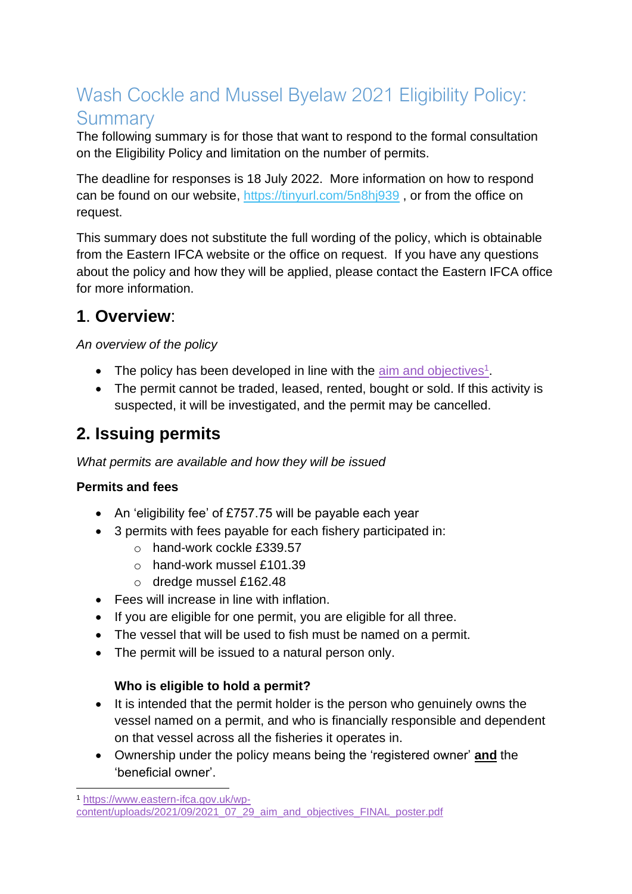# Wash Cockle and Mussel Byelaw 2021 Eligibility Policy: Summary

The following summary is for those that want to respond to the formal consultation on the Eligibility Policy and limitation on the number of permits.

The deadline for responses is 18 July 2022. More information on how to respond can be found on our website, https://tinyurl.com/5n8hj939 , or from the office on request.

This summary does not substitute the full wording of the policy, which is obtainable from the Eastern IFCA website or the office on request. If you have any questions about the policy and how they will be applied, please contact the Eastern IFCA office for more information.

## 1. **Overview**:

*An overview of the policy*

- The policy has been developed in line with the aim and objectives[1].
- The permit cannot be traded, leased, rented, bought or sold. If this activity is suspected, it will be investigated, and the permit may be cancelled.

## 2. Issuing permits

*What permits are available and how they will be issued*

**Permits and fees**

- An 'eligibility fee' of £757.75 will be payable each year
- 3 permits with fees payable for each fishery participated in:
  - hand-work cockle £339.57
  - hand-work mussel £101.39
  - dredge mussel £162.48
- Fees will increase in line with inflation.
- If you are eligible for one permit, you are eligible for all three.
- The vessel that will be used to fish must be named on a permit.
- The permit will be issued to a natural person only.

**Who is eligible to hold a permit?**

- It is intended that the permit holder is the person who genuinely owns the vessel named on a permit, and who is financially responsible and dependent on that vessel across all the fisheries it operates in.
- Ownership under the policy means being the 'registered owner' **and** the 'beneficial owner'.

[1] https://www.eastern-ifca.gov.uk/wp-content/uploads/2021/09/2021_07_29_aim_and_objectives_FINAL_poster.pdf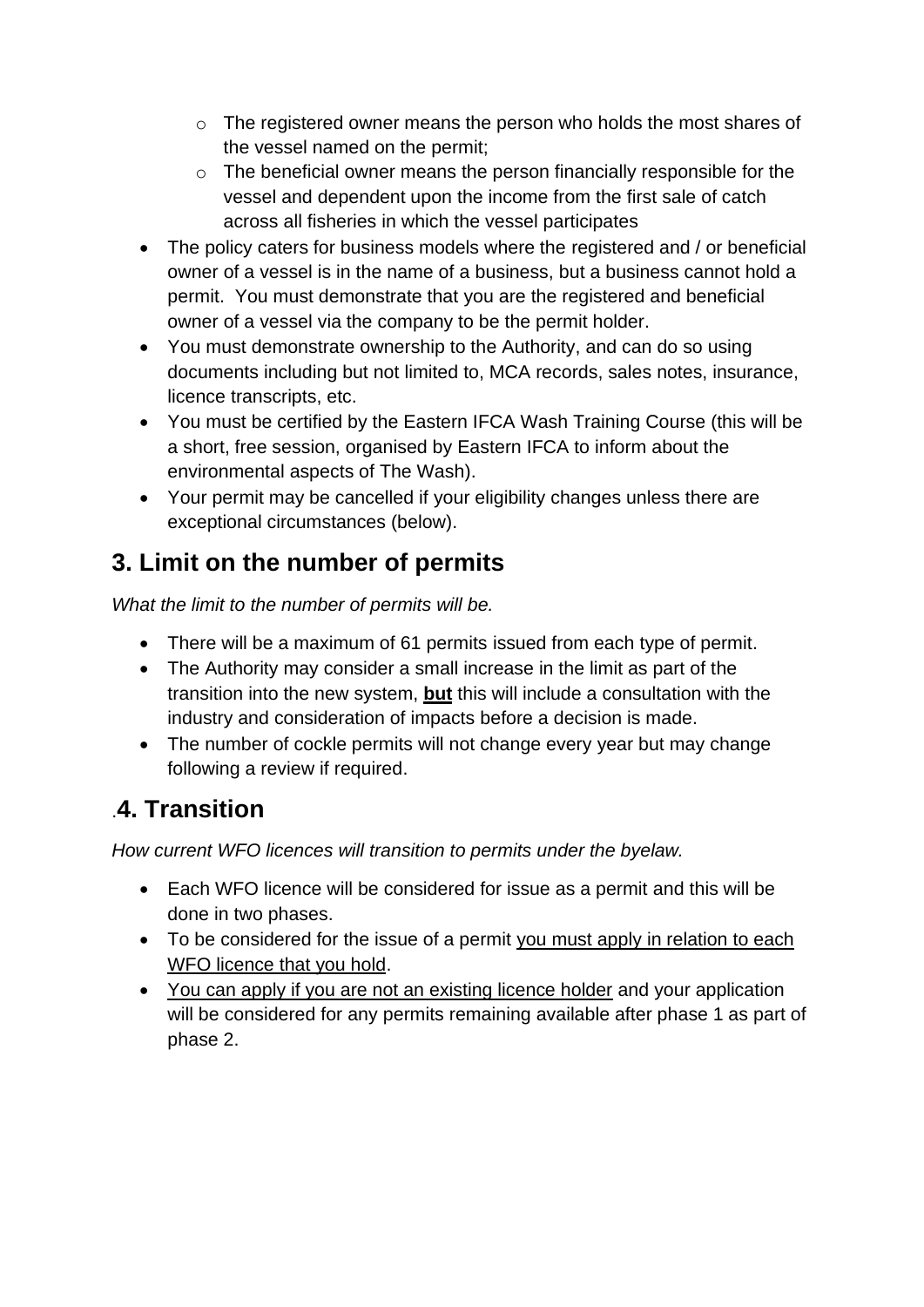- The registered owner means the person who holds the most shares of the vessel named on the permit;
  - The beneficial owner means the person financially responsible for the vessel and dependent upon the income from the first sale of catch across all fisheries in which the vessel participates
- The policy caters for business models where the registered and / or beneficial owner of a vessel is in the name of a business, but a business cannot hold a permit. You must demonstrate that you are the registered and beneficial owner of a vessel via the company to be the permit holder.
- You must demonstrate ownership to the Authority, and can do so using documents including but not limited to, MCA records, sales notes, insurance, licence transcripts, etc.
- You must be certified by the Eastern IFCA Wash Training Course (this will be a short, free session, organised by Eastern IFCA to inform about the environmental aspects of The Wash).
- Your permit may be cancelled if your eligibility changes unless there are exceptional circumstances (below).

## 3. Limit on the number of permits

*What the limit to the number of permits will be.*

- There will be a maximum of 61 permits issued from each type of permit.
- The Authority may consider a small increase in the limit as part of the transition into the new system, **<u>but</u>** this will include a consultation with the industry and consideration of impacts before a decision is made.
- The number of cockle permits will not change every year but may change following a review if required.

## .4. Transition

*How current WFO licences will transition to permits under the byelaw.*

- Each WFO licence will be considered for issue as a permit and this will be done in two phases.
- To be considered for the issue of a permit <u>you must apply in relation to each WFO licence that you hold</u>.
- <u>You can apply if you are not an existing licence holder</u> and your application will be considered for any permits remaining available after phase 1 as part of phase 2.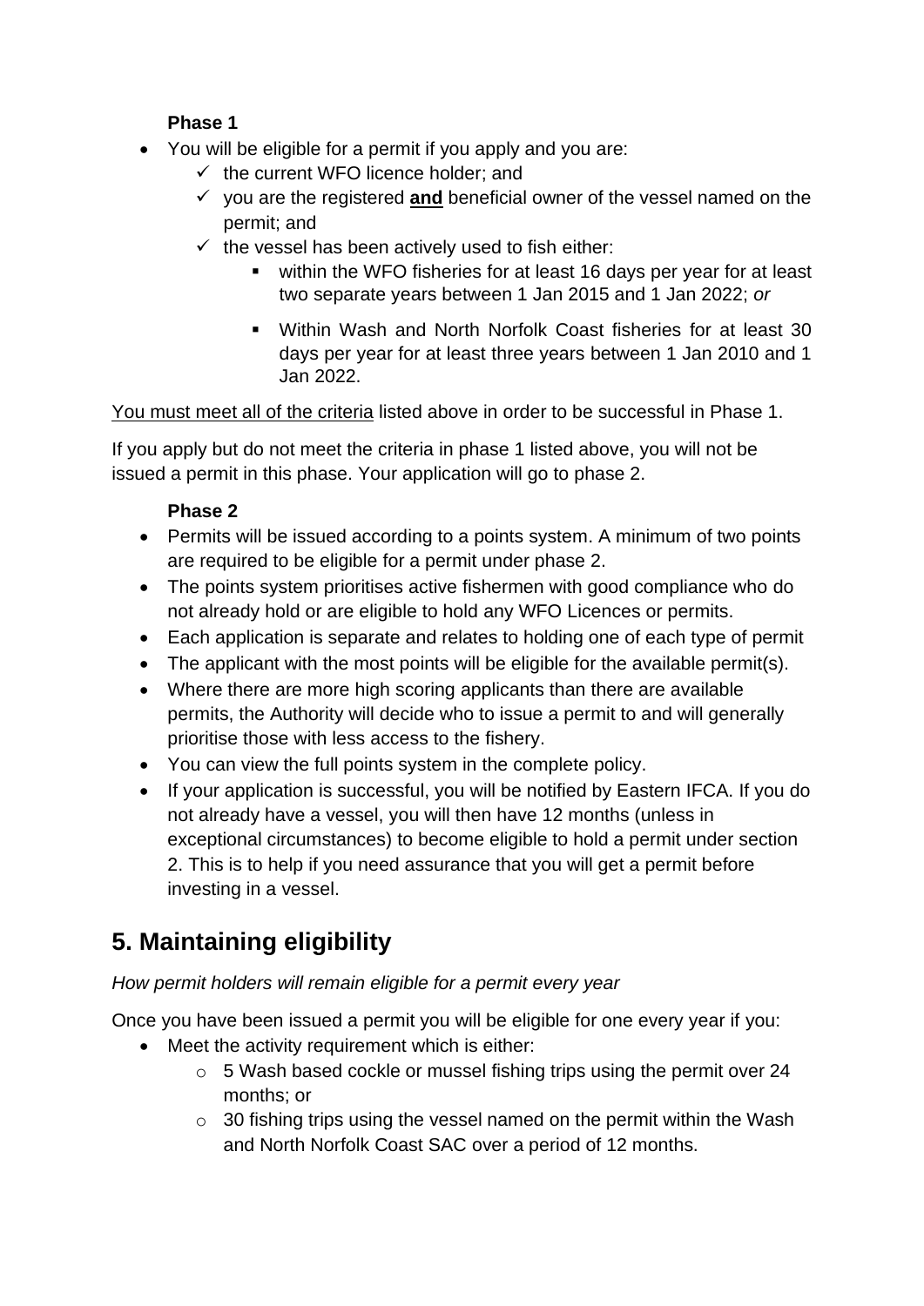**Phase 1**

- You will be eligible for a permit if you apply and you are:
  - ✓ the current WFO licence holder; and
  - ✓ you are the registered **and** beneficial owner of the vessel named on the permit; and
  - ✓ the vessel has been actively used to fish either:
    - within the WFO fisheries for at least 16 days per year for at least two separate years between 1 Jan 2015 and 1 Jan 2022; *or*
    - Within Wash and North Norfolk Coast fisheries for at least 30 days per year for at least three years between 1 Jan 2010 and 1 Jan 2022.

You must meet all of the criteria listed above in order to be successful in Phase 1.

If you apply but do not meet the criteria in phase 1 listed above, you will not be issued a permit in this phase. Your application will go to phase 2.

**Phase 2**

- Permits will be issued according to a points system. A minimum of two points are required to be eligible for a permit under phase 2.
- The points system prioritises active fishermen with good compliance who do not already hold or are eligible to hold any WFO Licences or permits.
- Each application is separate and relates to holding one of each type of permit
- The applicant with the most points will be eligible for the available permit(s).
- Where there are more high scoring applicants than there are available permits, the Authority will decide who to issue a permit to and will generally prioritise those with less access to the fishery.
- You can view the full points system in the complete policy.
- If your application is successful, you will be notified by Eastern IFCA. If you do not already have a vessel, you will then have 12 months (unless in exceptional circumstances) to become eligible to hold a permit under section 2. This is to help if you need assurance that you will get a permit before investing in a vessel.

## 5. Maintaining eligibility

*How permit holders will remain eligible for a permit every year*

Once you have been issued a permit you will be eligible for one every year if you:

- Meet the activity requirement which is either:
  - 5 Wash based cockle or mussel fishing trips using the permit over 24 months; or
  - 30 fishing trips using the vessel named on the permit within the Wash and North Norfolk Coast SAC over a period of 12 months.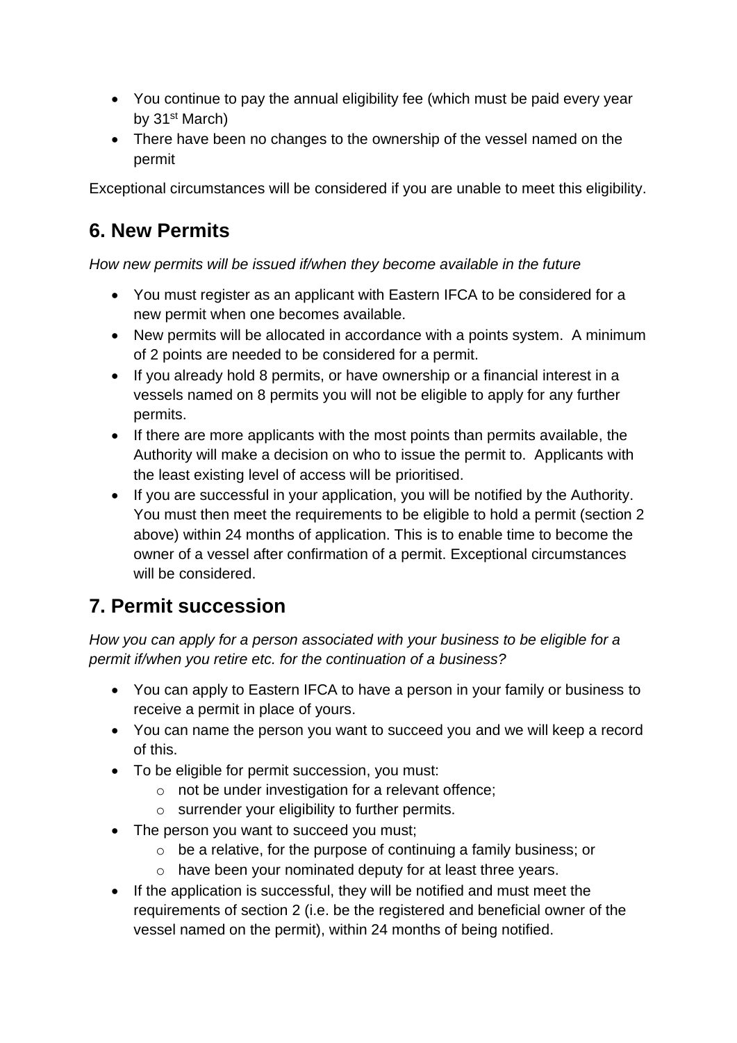- You continue to pay the annual eligibility fee (which must be paid every year by 31st March)
- There have been no changes to the ownership of the vessel named on the permit

Exceptional circumstances will be considered if you are unable to meet this eligibility.

## 6. New Permits

*How new permits will be issued if/when they become available in the future*

- You must register as an applicant with Eastern IFCA to be considered for a new permit when one becomes available.
- New permits will be allocated in accordance with a points system. A minimum of 2 points are needed to be considered for a permit.
- If you already hold 8 permits, or have ownership or a financial interest in a vessels named on 8 permits you will not be eligible to apply for any further permits.
- If there are more applicants with the most points than permits available, the Authority will make a decision on who to issue the permit to. Applicants with the least existing level of access will be prioritised.
- If you are successful in your application, you will be notified by the Authority. You must then meet the requirements to be eligible to hold a permit (section 2 above) within 24 months of application. This is to enable time to become the owner of a vessel after confirmation of a permit. Exceptional circumstances will be considered.

## 7. Permit succession

*How you can apply for a person associated with your business to be eligible for a permit if/when you retire etc. for the continuation of a business?*

- You can apply to Eastern IFCA to have a person in your family or business to receive a permit in place of yours.
- You can name the person you want to succeed you and we will keep a record of this.
- To be eligible for permit succession, you must:
  - not be under investigation for a relevant offence;
  - surrender your eligibility to further permits.
- The person you want to succeed you must;
  - be a relative, for the purpose of continuing a family business; or
  - have been your nominated deputy for at least three years.
- If the application is successful, they will be notified and must meet the requirements of section 2 (i.e. be the registered and beneficial owner of the vessel named on the permit), within 24 months of being notified.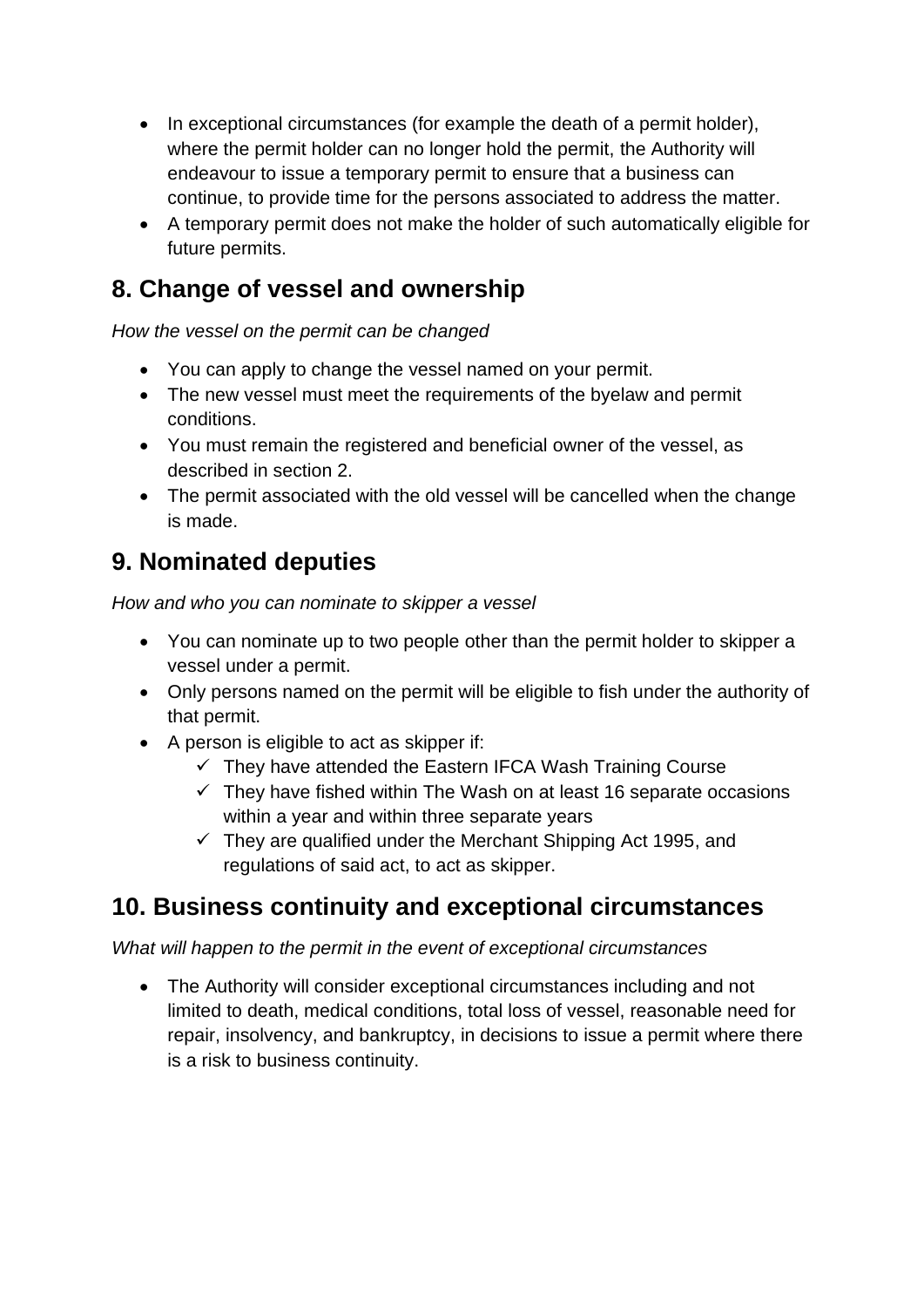- In exceptional circumstances (for example the death of a permit holder), where the permit holder can no longer hold the permit, the Authority will endeavour to issue a temporary permit to ensure that a business can continue, to provide time for the persons associated to address the matter.
- A temporary permit does not make the holder of such automatically eligible for future permits.

## 8. Change of vessel and ownership

*How the vessel on the permit can be changed*

- You can apply to change the vessel named on your permit.
- The new vessel must meet the requirements of the byelaw and permit conditions.
- You must remain the registered and beneficial owner of the vessel, as described in section 2.
- The permit associated with the old vessel will be cancelled when the change is made.

## 9. Nominated deputies

*How and who you can nominate to skipper a vessel*

- You can nominate up to two people other than the permit holder to skipper a vessel under a permit.
- Only persons named on the permit will be eligible to fish under the authority of that permit.
- A person is eligible to act as skipper if:
  - ✓ They have attended the Eastern IFCA Wash Training Course
  - ✓ They have fished within The Wash on at least 16 separate occasions within a year and within three separate years
  - ✓ They are qualified under the Merchant Shipping Act 1995, and regulations of said act, to act as skipper.

## 10. Business continuity and exceptional circumstances

*What will happen to the permit in the event of exceptional circumstances*

- The Authority will consider exceptional circumstances including and not limited to death, medical conditions, total loss of vessel, reasonable need for repair, insolvency, and bankruptcy, in decisions to issue a permit where there is a risk to business continuity.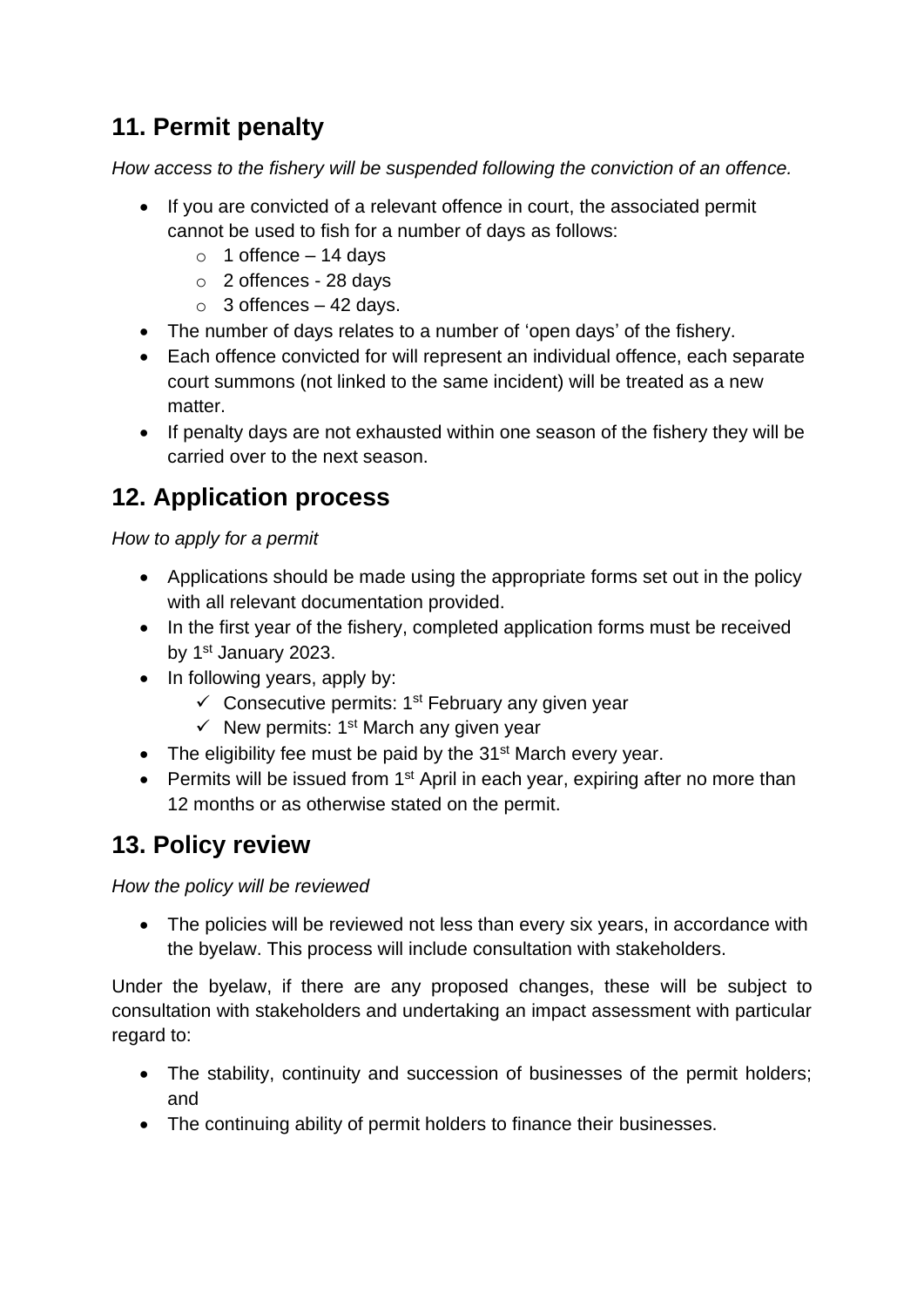## 11. Permit penalty

*How access to the fishery will be suspended following the conviction of an offence.*

- If you are convicted of a relevant offence in court, the associated permit cannot be used to fish for a number of days as follows:
    - 1 offence – 14 days
    - 2 offences - 28 days
    - 3 offences – 42 days.
- The number of days relates to a number of 'open days' of the fishery.
- Each offence convicted for will represent an individual offence, each separate court summons (not linked to the same incident) will be treated as a new matter.
- If penalty days are not exhausted within one season of the fishery they will be carried over to the next season.

## 12. Application process

*How to apply for a permit*

- Applications should be made using the appropriate forms set out in the policy with all relevant documentation provided.
- In the first year of the fishery, completed application forms must be received by 1st January 2023.
- In following years, apply by:
    - ✓ Consecutive permits: 1st February any given year
    - ✓ New permits: 1st March any given year
- The eligibility fee must be paid by the 31st March every year.
- Permits will be issued from 1st April in each year, expiring after no more than 12 months or as otherwise stated on the permit.

## 13. Policy review

*How the policy will be reviewed*

- The policies will be reviewed not less than every six years, in accordance with the byelaw. This process will include consultation with stakeholders.

Under the byelaw, if there are any proposed changes, these will be subject to consultation with stakeholders and undertaking an impact assessment with particular regard to:

- The stability, continuity and succession of businesses of the permit holders; and
- The continuing ability of permit holders to finance their businesses.